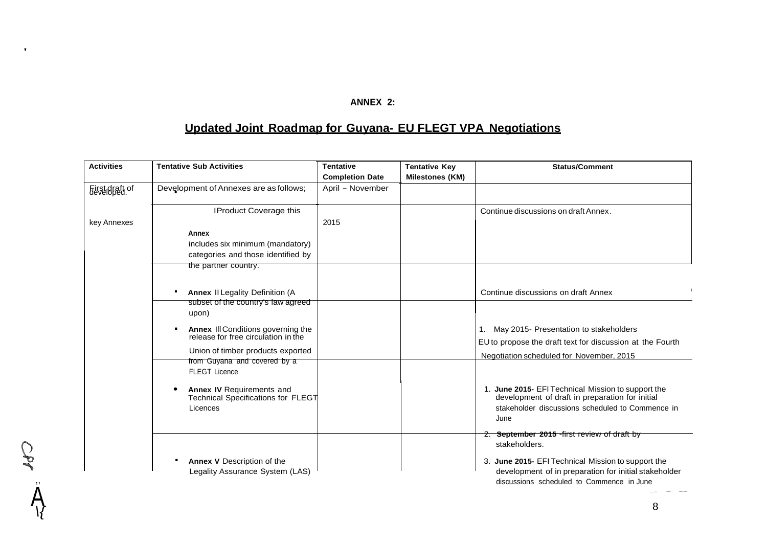**ANNEX 2:**

## Updated Joint Roadmap for Guyana- EU FLEGT VPA Negotiations

| Activities | Tentative Sub Activities | Tentative Completion Date | Tentative Key Milestones (KM) | Status/Comment |
|---|---|---|---|---|
| First draft of key Annexes developed. | Development of Annexes are as follows; | April – November 2015 | | |
| | ▪ Product Coverage this **Annex** includes six minimum (mandatory) categories and those identified by the partner country. | | | Continue discussions on draft Annex. |
| | ▪ **Annex** II Legality Definition (A subset of the country's law agreed upon) | | | Continue discussions on draft Annex |
| | ▪ **Annex** III Conditions governing the release for free circulation in the Union of timber products exported from Guyana and covered by a FLEGT Licence | | | 1. May 2015- Presentation to stakeholders<br>EU to propose the draft text for discussion at the Fourth Negotiation scheduled for November, 2015 |
| | • **Annex IV** Requirements and Technical Specifications for FLEGT Licences | | | 1. **June 2015-** EFI Technical Mission to support the development of draft in preparation for initial stakeholder discussions scheduled to Commence in June<br>2. **September 2015** -first review of draft by stakeholders. |
| | ▪ **Annex V** Description of the Legality Assurance System (LAS) | | | 3. **June 2015-** EFI Technical Mission to support the development of in preparation for initial stakeholder discussions scheduled to Commence in June |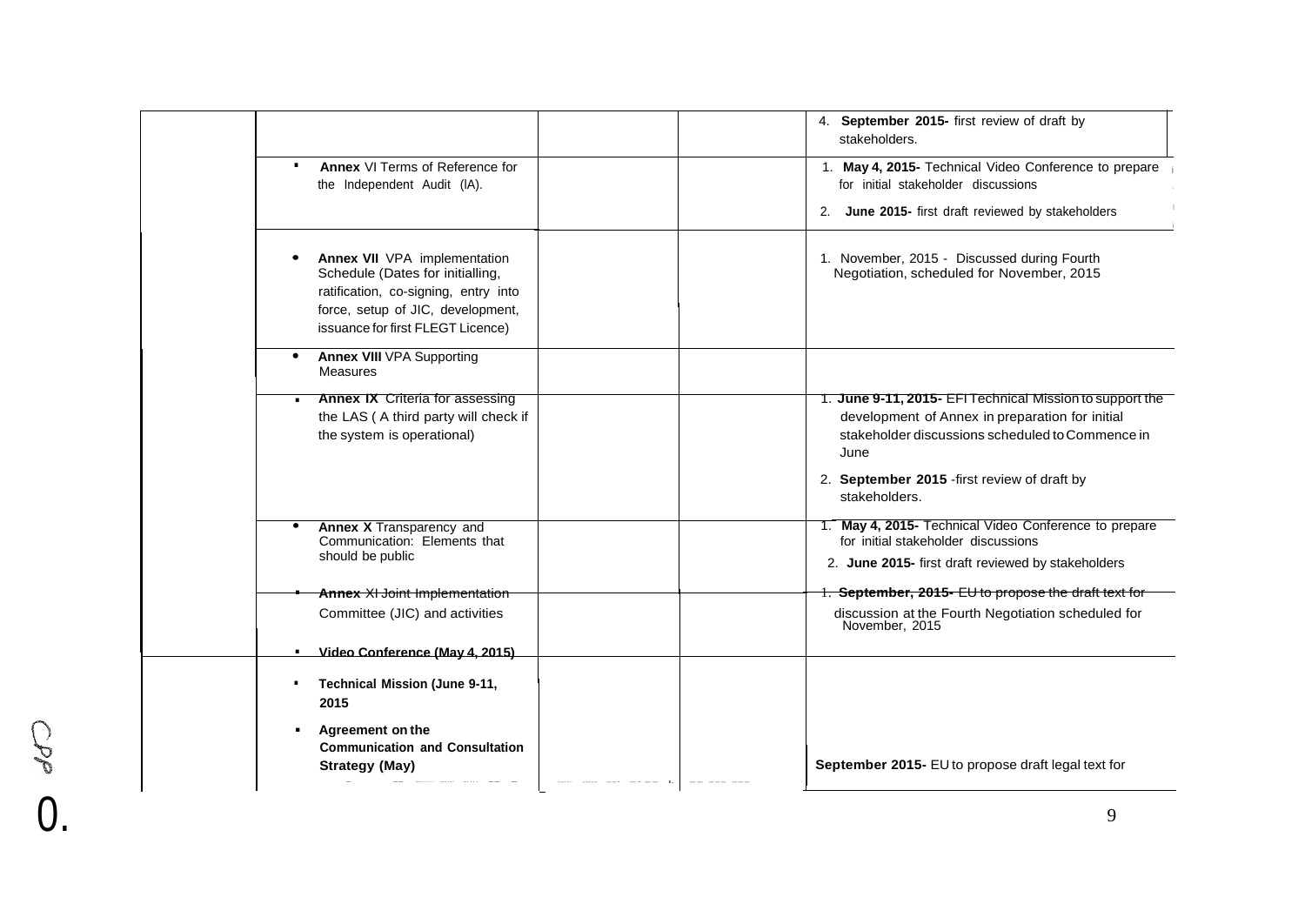| | | | | |
|---|---|---|---|---|
| | | | | 4. **September 2015-** first review of draft by stakeholders. |
| | ▪ **Annex** VI Terms of Reference for the Independent Audit (IA). | | | 1. **May 4, 2015-** Technical Video Conference to prepare for initial stakeholder discussions<br>2. **June 2015-** first draft reviewed by stakeholders |
| | • **Annex VII** VPA implementation Schedule (Dates for initialling, ratification, co-signing, entry into force, setup of JIC, development, issuance for first FLEGT Licence) | | | 1. November, 2015 - Discussed during Fourth Negotiation, scheduled for November, 2015 |
| | • **Annex VIII** VPA Supporting Measures | | | |
| | ▪ **Annex IX** Criteria for assessing the LAS ( A third party will check if the system is operational) | | | 1. **June 9-11, 2015-** EFI Technical Mission to support the development of Annex in preparation for initial stakeholder discussions scheduled to Commence in June<br>2. **September 2015** -first review of draft by stakeholders. |
| | • **Annex X** Transparency and Communication: Elements that should be public | | | 1. **May 4, 2015-** Technical Video Conference to prepare for initial stakeholder discussions<br>2. **June 2015-** first draft reviewed by stakeholders |
| | ▪ **Annex** XI Joint Implementation Committee (JIC) and activities<br>▪ **Video Conference (May 4, 2015)** | | | 1. **September, 2015-** EU to propose the draft text for discussion at the Fourth Negotiation scheduled for November, 2015 |
| | ▪ **Technical Mission (June 9-11, 2015**<br>▪ **Agreement on the Communication and Consultation Strategy (May)** | | | **September 2015-** EU to propose draft legal text for |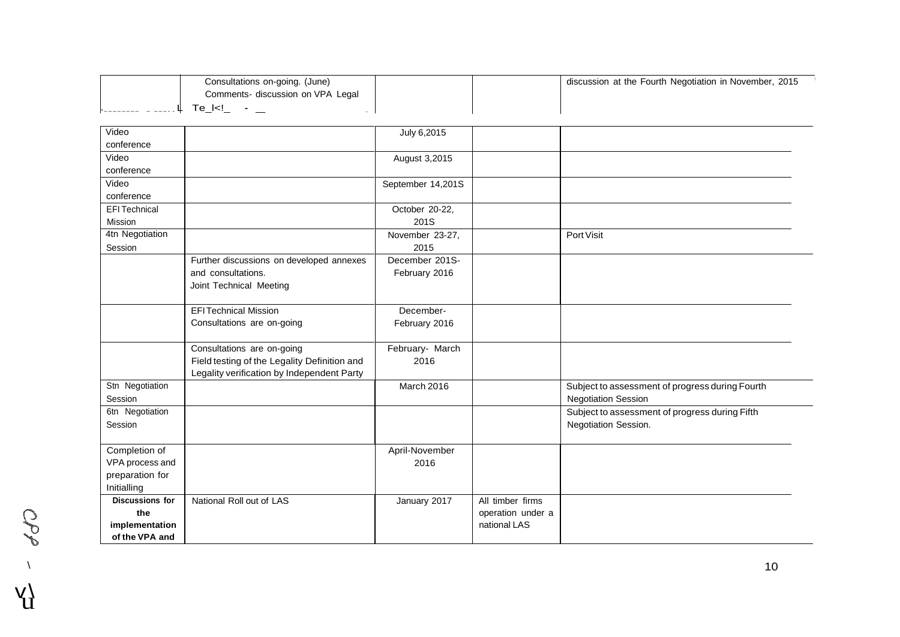| | | | | |
|---|---|---|---|---|
| | Consultations on-going. (June) Comments- discussion on VPA Legal Te_l<!_ - __ | | | discussion at the Fourth Negotiation in November, 2015 |
| Video conference | | July 6,2015 | | |
| Video conference | | August 3,2015 | | |
| Video conference | | September 14,201S | | |
| EFI Technical Mission | | October 20-22, 201S | | |
| 4tn Negotiation Session | | November 23-27, 2015 | | Port Visit |
| | Further discussions on developed annexes and consultations. Joint Technical Meeting | December 201S- February 2016 | | |
| | EFI Technical Mission Consultations are on-going | December- February 2016 | | |
| | Consultations are on-going Field testing of the Legality Definition and Legality verification by Independent Party | February- March 2016 | | |
| Stn Negotiation Session | | March 2016 | | Subject to assessment of progress during Fourth Negotiation Session |
| 6tn Negotiation Session | | | | Subject to assessment of progress during Fifth Negotiation Session. |
| Completion of VPA process and preparation for Initialling | | April-November 2016 | | |
| **Discussions for the implementation of the VPA and** | National Roll out of LAS | January 2017 | All timber firms operation under a national LAS | |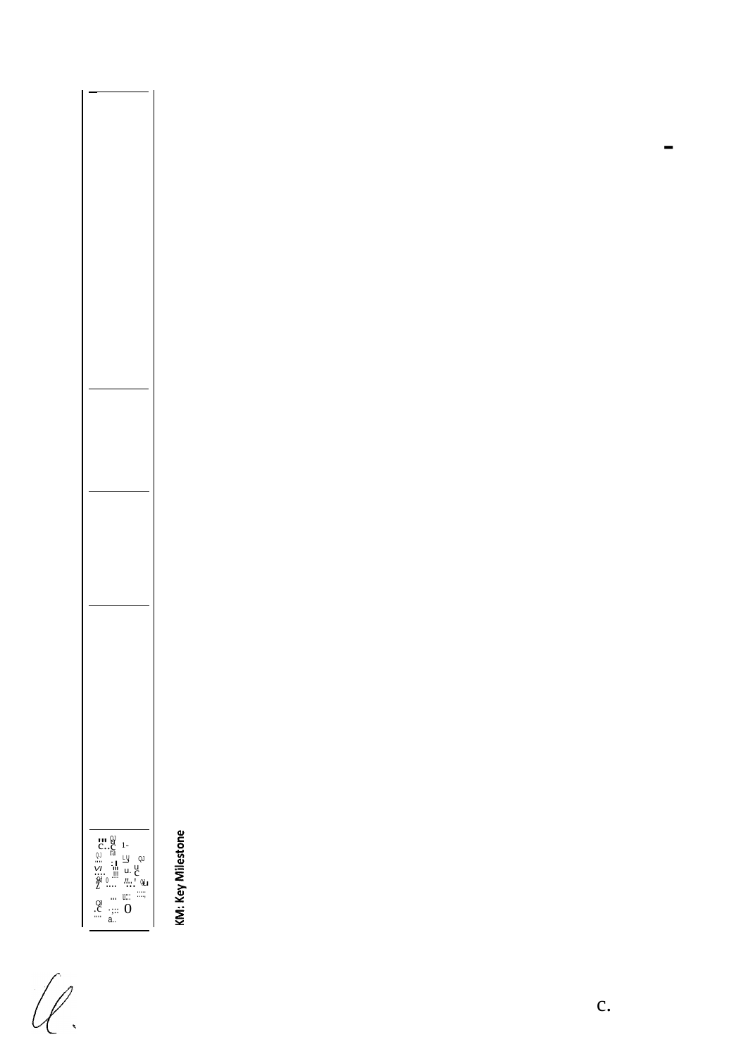KM: Key Milestone